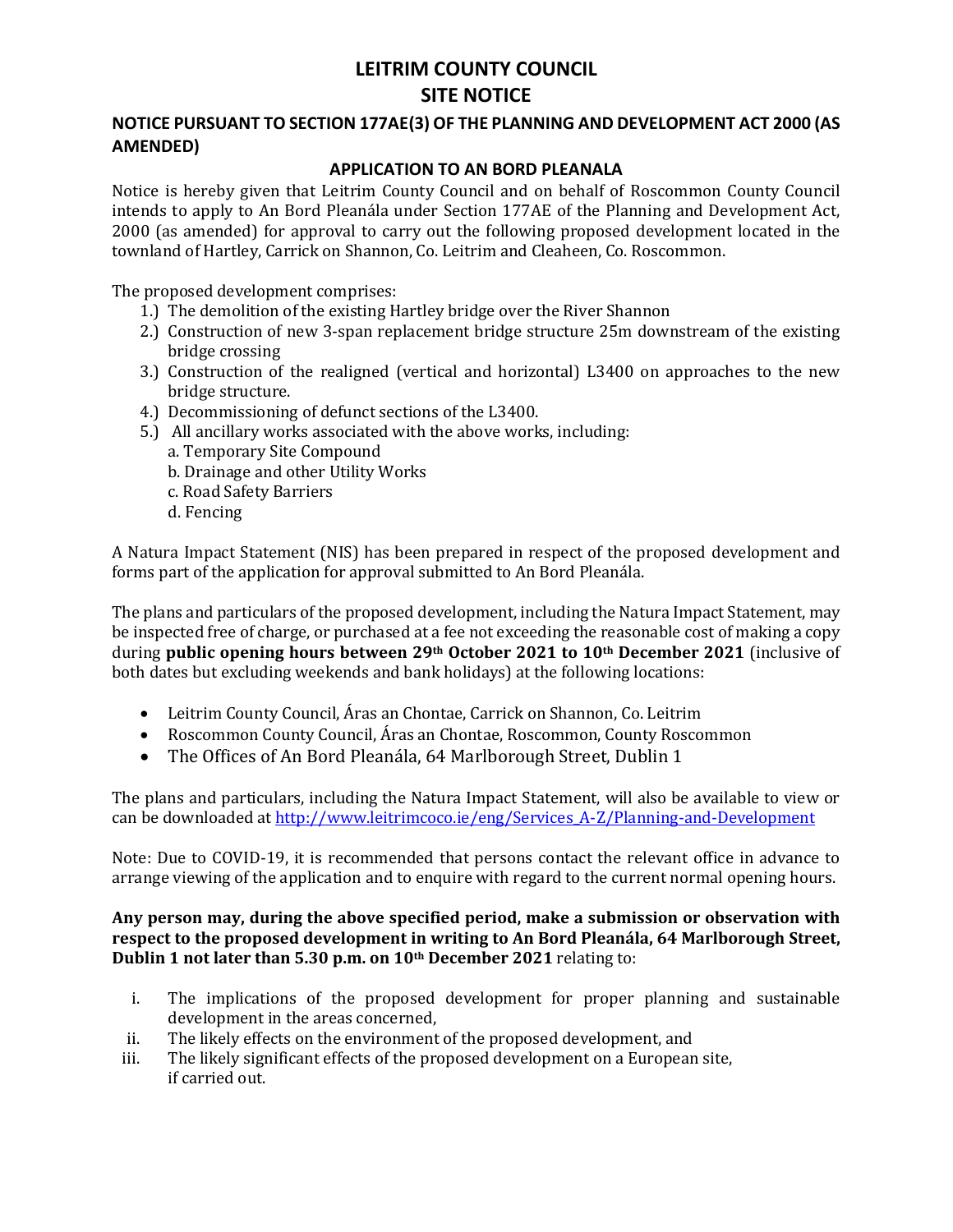# LEITRIM COUNTY COUNCIL
# SITE NOTICE

## NOTICE PURSUANT TO SECTION 177AE(3) OF THE PLANNING AND DEVELOPMENT ACT 2000 (AS AMENDED)

### APPLICATION TO AN BORD PLEANALA

Notice is hereby given that Leitrim County Council and on behalf of Roscommon County Council intends to apply to An Bord Pleanála under Section 177AE of the Planning and Development Act, 2000 (as amended) for approval to carry out the following proposed development located in the townland of Hartley, Carrick on Shannon, Co. Leitrim and Cleaheen, Co. Roscommon.

The proposed development comprises:

1.) The demolition of the existing Hartley bridge over the River Shannon
2.) Construction of new 3-span replacement bridge structure 25m downstream of the existing bridge crossing
3.) Construction of the realigned (vertical and horizontal) L3400 on approaches to the new bridge structure.
4.) Decommissioning of defunct sections of the L3400.
5.) All ancillary works associated with the above works, including:
    a. Temporary Site Compound
    b. Drainage and other Utility Works
    c. Road Safety Barriers
    d. Fencing

A Natura Impact Statement (NIS) has been prepared in respect of the proposed development and forms part of the application for approval submitted to An Bord Pleanála.

The plans and particulars of the proposed development, including the Natura Impact Statement, may be inspected free of charge, or purchased at a fee not exceeding the reasonable cost of making a copy during **public opening hours between 29th October 2021 to 10th December 2021** (inclusive of both dates but excluding weekends and bank holidays) at the following locations:

- Leitrim County Council, Áras an Chontae, Carrick on Shannon, Co. Leitrim
- Roscommon County Council, Áras an Chontae, Roscommon, County Roscommon
- The Offices of An Bord Pleanála, 64 Marlborough Street, Dublin 1

The plans and particulars, including the Natura Impact Statement, will also be available to view or can be downloaded at http://www.leitrimcoco.ie/eng/Services_A-Z/Planning-and-Development

Note: Due to COVID-19, it is recommended that persons contact the relevant office in advance to arrange viewing of the application and to enquire with regard to the current normal opening hours.

**Any person may, during the above specified period, make a submission or observation with respect to the proposed development in writing to An Bord Pleanála, 64 Marlborough Street, Dublin 1 not later than 5.30 p.m. on 10th December 2021** relating to:

i. The implications of the proposed development for proper planning and sustainable development in the areas concerned,
ii. The likely effects on the environment of the proposed development, and
iii. The likely significant effects of the proposed development on a European site, if carried out.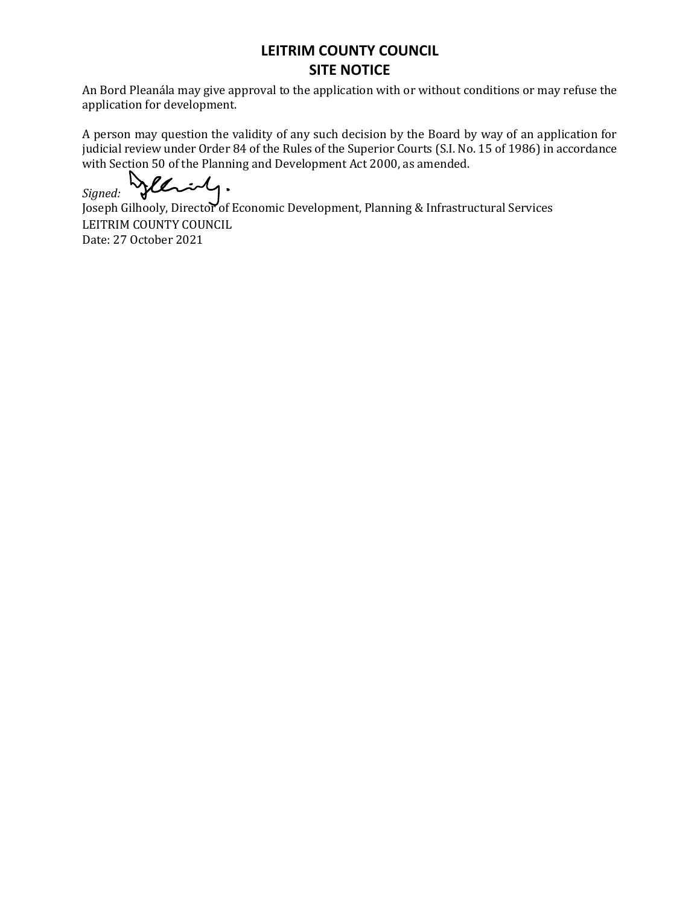# LEITRIM COUNTY COUNCIL
# SITE NOTICE

An Bord Pleanála may give approval to the application with or without conditions or may refuse the application for development.

A person may question the validity of any such decision by the Board by way of an application for judicial review under Order 84 of the Rules of the Superior Courts (S.I. No. 15 of 1986) in accordance with Section 50 of the Planning and Development Act 2000, as amended.

*Signed:*

Joseph Gilhooly, Director of Economic Development, Planning & Infrastructural Services
LEITRIM COUNTY COUNCIL
Date: 27 October 2021